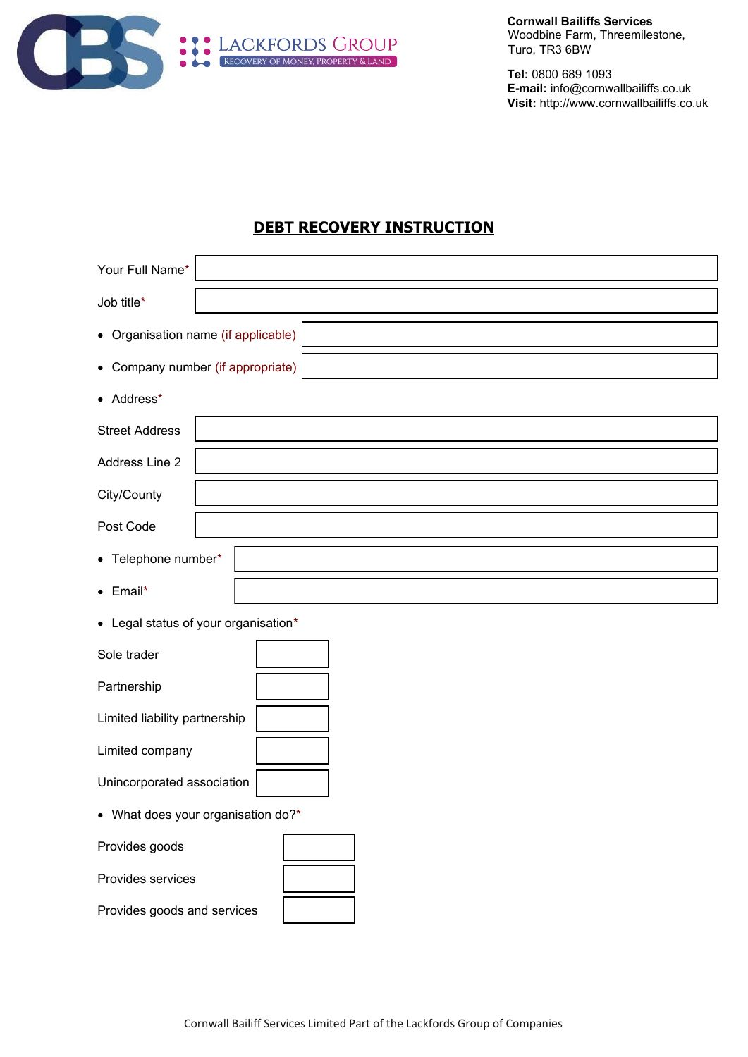**Cornwall Bailiffs Services**
Woodbine Farm, Threemilestone,
Turo, TR3 6BW

**Tel:** 0800 689 1093
**E-mail:** info@cornwallbailiffs.co.uk
**Visit:** http://www.cornwallbailiffs.co.uk

## DEBT RECOVERY INSTRUCTION

Your Full Name*

Job title*

- Organisation name (if applicable)
- Company number (if appropriate)
- Address*

Street Address

Address Line 2

City/County

Post Code

- Telephone number*
- Email*
- Legal status of your organisation*

Sole trader

Partnership

Limited liability partnership

Limited company

Unincorporated association

- What does your organisation do?*

Provides goods

Provides services

Provides goods and services

Cornwall Bailiff Services Limited Part of the Lackfords Group of Companies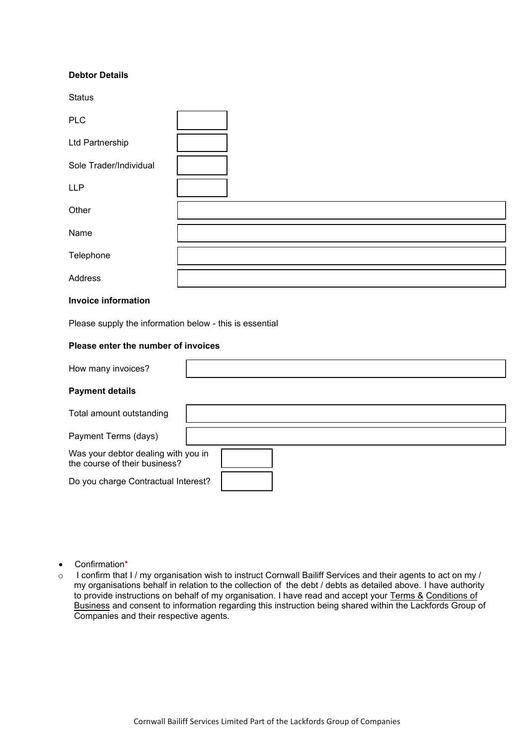**Debtor Details**

Status

| | |
|---|---|
| PLC | |
| Ltd Partnership | |
| Sole Trader/Individual | |
| LLP | |
| Other | |
| Name | |
| Telephone | |
| Address | |

**Invoice information**

Please supply the information below - this is essential

**Please enter the number of invoices**

| | |
|---|---|
| How many invoices? | |

**Payment details**

| | |
|---|---|
| Total amount outstanding | |
| Payment Terms (days) | |
| Was your debtor dealing with you in the course of their business? | |
| Do you charge Contractual Interest? | |

- Confirmation*
  - I confirm that I / my organisation wish to instruct Cornwall Bailiff Services and their agents to act on my / my organisations behalf in relation to the collection of the debt / debts as detailed above. I have authority to provide instructions on behalf of my organisation. I have read and accept your Terms & Conditions of Business and consent to information regarding this instruction being shared within the Lackfords Group of Companies and their respective agents.

Cornwall Bailiff Services Limited Part of the Lackfords Group of Companies